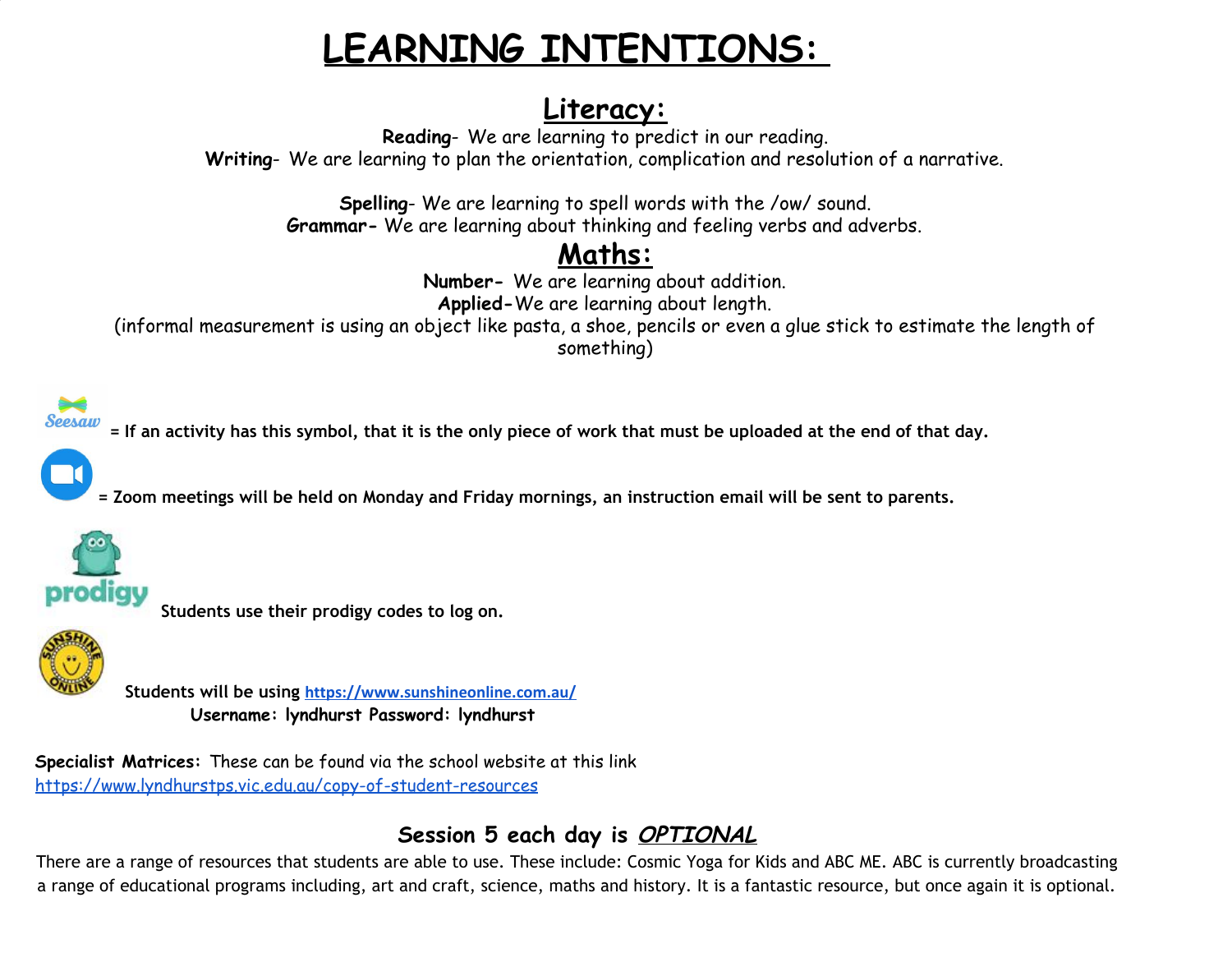# LEARNING INTENTIONS:

## Literacy:

**Reading**- We are learning to predict in our reading.
**Writing**- We are learning to plan the orientation, complication and resolution of a narrative.

**Spelling**- We are learning to spell words with the /ow/ sound.
**Grammar-** We are learning about thinking and feeling verbs and adverbs.

## Maths:

**Number-** We are learning about addition.
**Applied-** We are learning about length.
(informal measurement is using an object like pasta, a shoe, pencils or even a glue stick to estimate the length of something)

Seesaw **= If an activity has this symbol, that it is the only piece of work that must be uploaded at the end of that day.**

**= Zoom meetings will be held on Monday and Friday mornings, an instruction email will be sent to parents.**

prodigy **Students use their prodigy codes to log on.**

**Students will be using [https://www.sunshineonline.com.au/](https://www.sunshineonline.com.au/)**
**Username: lyndhurst Password: lyndhurst**

**Specialist Matrices:** These can be found via the school website at this link
[https://www.lyndhurstps.vic.edu.au/copy-of-student-resources](https://www.lyndhurstps.vic.edu.au/copy-of-student-resources)

### Session 5 each day is ***OPTIONAL***

There are a range of resources that students are able to use. These include: Cosmic Yoga for Kids and ABC ME. ABC is currently broadcasting a range of educational programs including, art and craft, science, maths and history. It is a fantastic resource, but once again it is optional.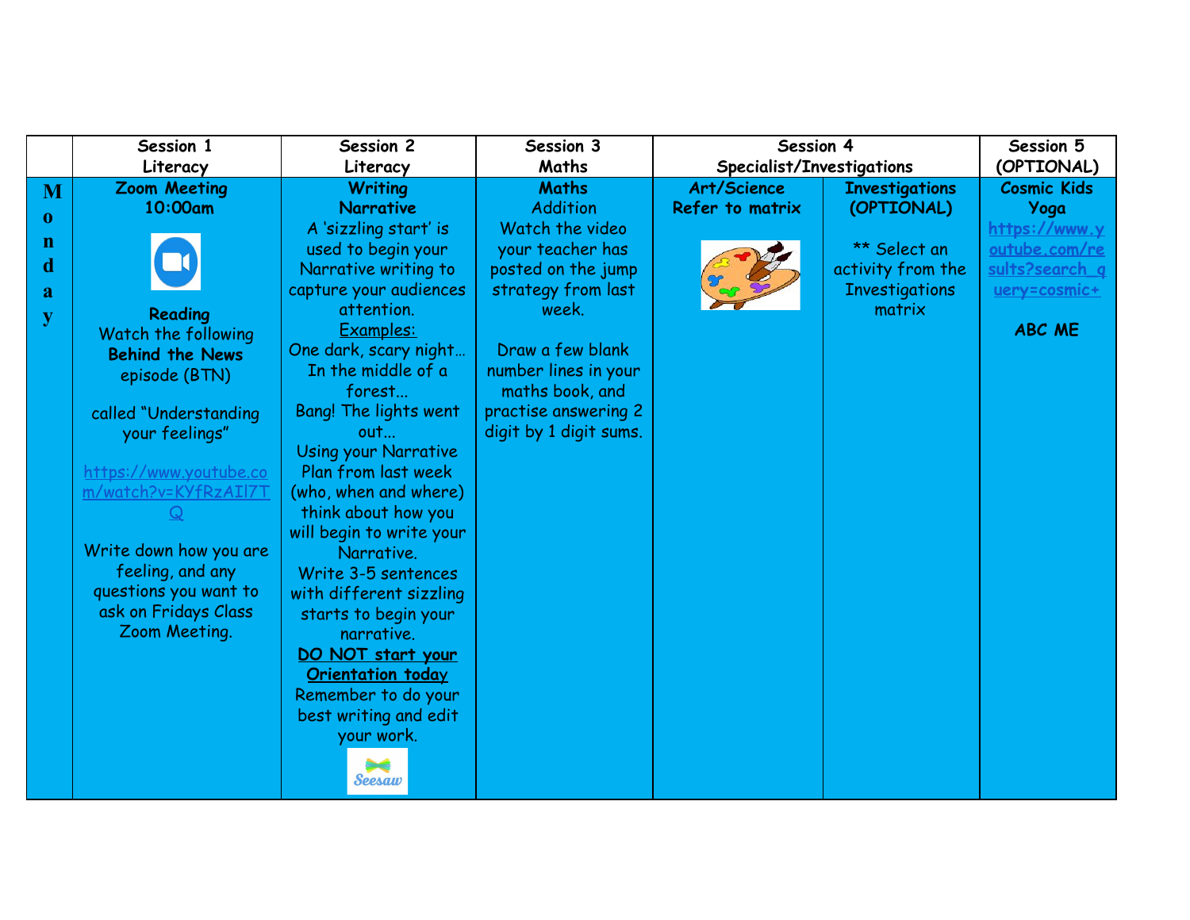| | Session 1<br>Literacy | Session 2<br>Literacy | Session 3<br>Maths | Session 4<br>Specialist/Investigations | | Session 5<br>(OPTIONAL) |
|---|---|---|---|---|---|---|
| **Monday** | **Zoom Meeting**<br>**10:00am**<br><br>**Reading**<br>Watch the following **Behind the News** episode (BTN)<br><br>called "Understanding your feelings"<br><br>https://www.youtube.com/watch?v=KYfRzAIl7TQ<br><br>Write down how you are feeling, and any questions you want to ask on Fridays Class Zoom Meeting. | **Writing**<br>**Narrative**<br>A 'sizzling start' is used to begin your Narrative writing to capture your audiences attention.<br>Examples:<br>One dark, scary night…<br>In the middle of a forest…<br>Bang! The lights went out…<br>Using your Narrative Plan from last week (who, when and where) think about how you will begin to write your Narrative.<br>Write 3-5 sentences with different sizzling starts to begin your narrative.<br>**DO NOT start your Orientation today**<br>Remember to do your best writing and edit your work. | **Maths**<br>Addition<br>Watch the video your teacher has posted on the jump strategy from last week.<br><br>Draw a few blank number lines in your maths book, and practise answering 2 digit by 1 digit sums. | **Art/Science**<br>**Refer to matrix** | **Investigations**<br>**(OPTIONAL)**<br><br>** Select an activity from the Investigations matrix | **Cosmic Kids Yoga**<br>https://www.youtube.com/results?search_query=cosmic+<br><br>**ABC ME** |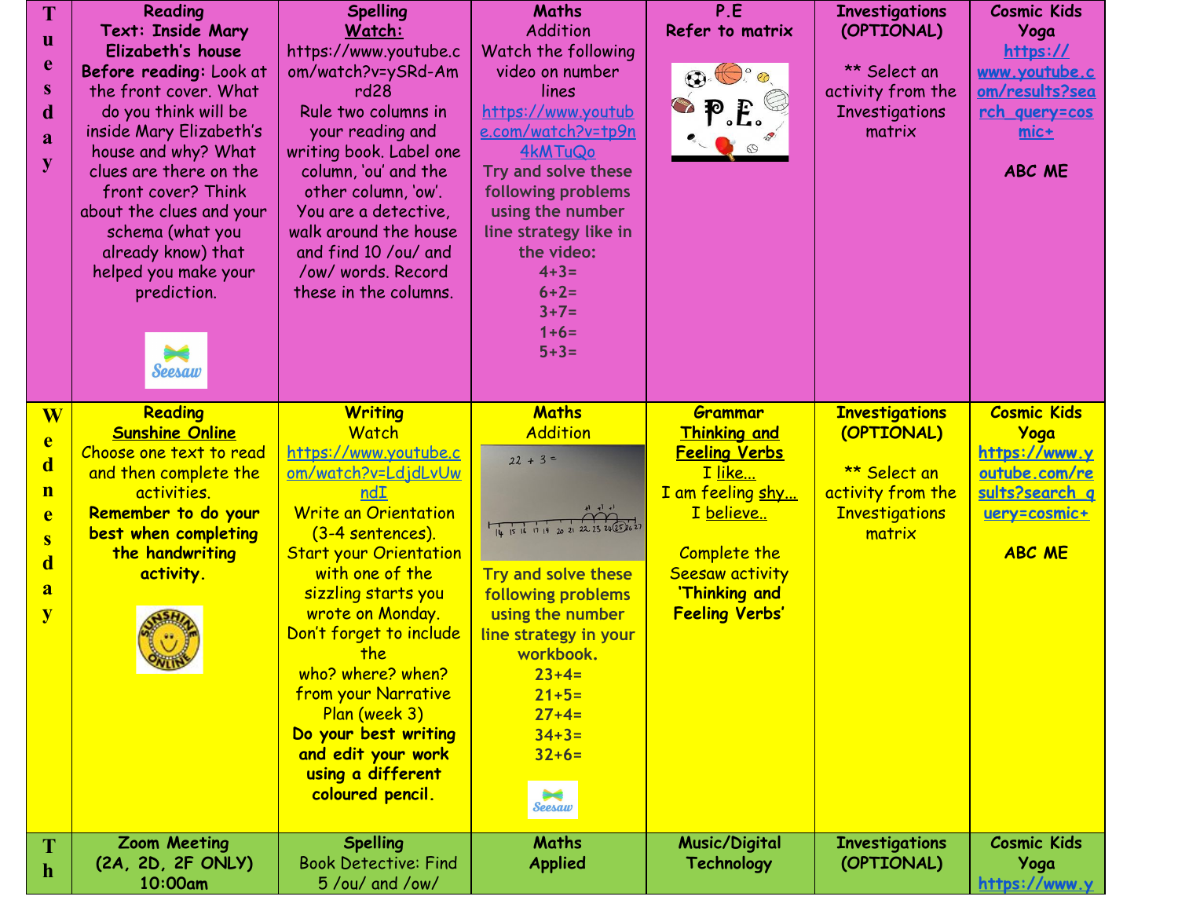| | | | | | | |
|---|---|---|---|---|---|---|
| **Tuesday** | **Reading** **Text: Inside Mary Elizabeth's house** **Before reading:** Look at the front cover. What do you think will be inside Mary Elizabeth's house and why? What clues are there on the front cover? Think about the clues and your schema (what you already know) that helped you make your prediction. | **Spelling** **Watch:** https://www.youtube.com/watch?v=ySRd-Amrd28 Rule two columns in your reading and writing book. Label one column, 'ou' and the other column, 'ow'. You are a detective, walk around the house and find 10 /ou/ and /ow/ words. Record these in the columns. | **Maths** Addition Watch the following video on number lines https://www.youtube.com/watch?v=tp9n4kMTuQo Try and solve these following problems using the number line strategy like in the video: 4+3= 6+2= 3+7= 1+6= 5+3= | **P.E** **Refer to matrix** | **Investigations (OPTIONAL)** ** Select an activity from the Investigations matrix | **Cosmic Kids Yoga** https://www.youtube.com/results?search_query=cosmic+ **ABC ME** |
| **Wednesday** | **Reading** **Sunshine Online** Choose one text to read and then complete the activities. **Remember to do your best when completing the handwriting activity.** | **Writing** Watch https://www.youtube.com/watch?v=LdjdLvUwndI Write an Orientation (3-4 sentences). Start your Orientation with one of the sizzling starts you wrote on Monday. Don't forget to include the who? where? when? from your Narrative Plan (week 3) **Do your best writing and edit your work using a different coloured pencil.** | **Maths** Addition 22 + 3 = Try and solve these following problems using the number line strategy in your workbook. 23+4= 21+5= 27+4= 34+3= 32+6= | **Grammar** **Thinking and Feeling Verbs** I like... I am feeling shy... I believe.. Complete the Seesaw activity **'Thinking and Feeling Verbs'** | **Investigations (OPTIONAL)** ** Select an activity from the Investigations matrix | **Cosmic Kids Yoga** https://www.youtube.com/results?search_query=cosmic+ **ABC ME** |
| **Th** | **Zoom Meeting (2A, 2D, 2F ONLY) 10:00am** | **Spelling** Book Detective: Find 5 /ou/ and /ow/ | **Maths** **Applied** | **Music/Digital Technology** | **Investigations (OPTIONAL)** | **Cosmic Kids Yoga** https://www.y |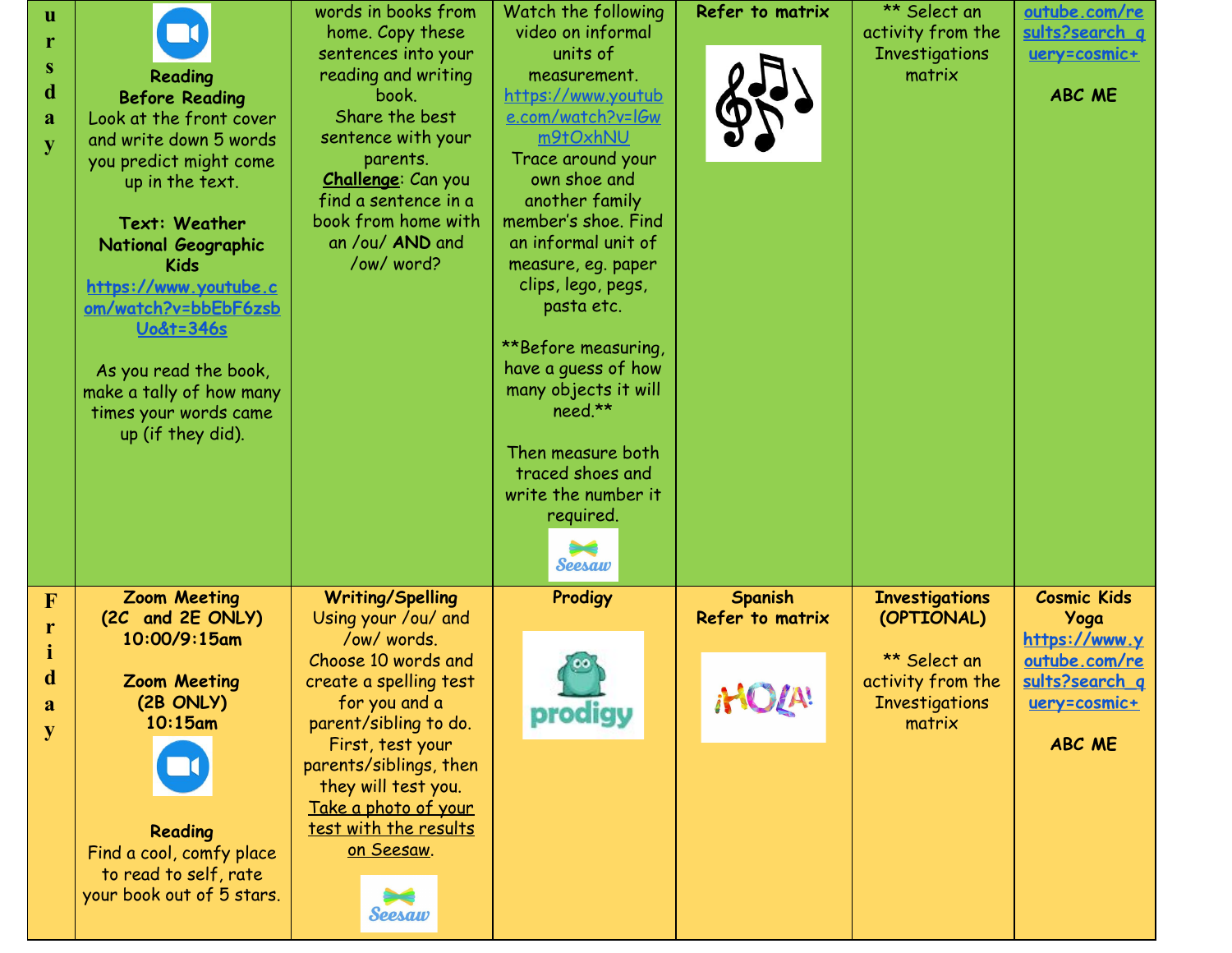| Thursday | Reading<br>**Before Reading**<br>Look at the front cover and write down 5 words you predict might come up in the text.<br><br>**Text: Weather National Geographic Kids**<br>https://www.youtube.com/watch?v=bbEbF6zsbUo&t=346s<br><br>As you read the book, make a tally of how many times your words came up (if they did). | words in books from home. Copy these sentences into your reading and writing book.<br>Share the best sentence with your parents.<br>**Challenge**: Can you find a sentence in a book from home with an /ou/ **AND** and /ow/ word? | Watch the following video on informal units of measurement.<br>https://www.youtube.com/watch?v=lGwm9tOxhNU<br>Trace around your own shoe and another family member's shoe. Find an informal unit of measure, eg. paper clips, lego, pegs, pasta etc.<br><br>**Before measuring, have a guess of how many objects it will need.**<br><br>Then measure both traced shoes and write the number it required. | **Refer to matrix** | ** Select an activity from the Investigations matrix | outube.com/results?search_query=cosmic+<br><br>**ABC ME** |
|---|---|---|---|---|---|---|
| Friday | **Zoom Meeting (2C and 2E ONLY) 10:00/9:15am**<br><br>**Zoom Meeting (2B ONLY) 10:15am**<br><br>**Reading**<br>Find a cool, comfy place to read to self, rate your book out of 5 stars. | **Writing/Spelling**<br>Using your /ou/ and /ow/ words.<br>Choose 10 words and create a spelling test for you and a parent/sibling to do.<br>First, test your parents/siblings, then they will test you.<br>Take a photo of your test with the results on Seesaw. | **Prodigy** | **Spanish**<br>**Refer to matrix** | **Investigations (OPTIONAL)**<br><br>** Select an activity from the Investigations matrix | **Cosmic Kids Yoga**<br>https://www.youtube.com/results?search_query=cosmic+<br><br>**ABC ME** |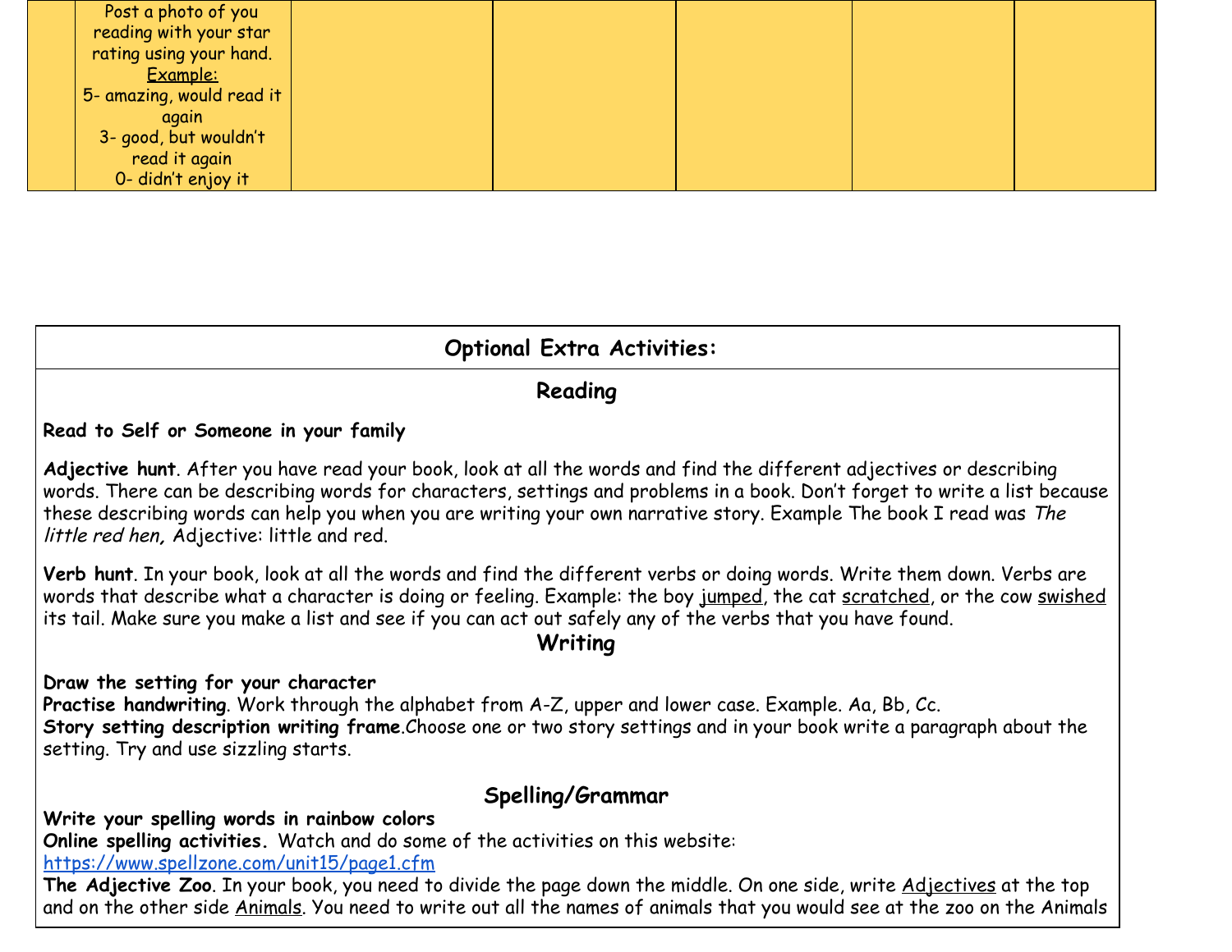|  | Post a photo of you reading with your star rating using your hand.<br>Example:<br>5- amazing, would read it again<br>3- good, but wouldn't read it again<br>0- didn't enjoy it |  |  |  |  |  |
|---|---|---|---|---|---|---|

## Optional Extra Activities:

### Reading

**Read to Self or Someone in your family**

**Adjective hunt**. After you have read your book, look at all the words and find the different adjectives or describing words. There can be describing words for characters, settings and problems in a book. Don't forget to write a list because these describing words can help you when you are writing your own narrative story. Example The book I read was *The little red hen,* Adjective: little and red.

**Verb hunt**. In your book, look at all the words and find the different verbs or doing words. Write them down. Verbs are words that describe what a character is doing or feeling. Example: the boy jumped, the cat scratched, or the cow swished its tail. Make sure you make a list and see if you can act out safely any of the verbs that you have found.

### Writing

**Draw the setting for your character**
**Practise handwriting**. Work through the alphabet from A-Z, upper and lower case. Example. Aa, Bb, Cc.
**Story setting description writing frame.** Choose one or two story settings and in your book write a paragraph about the setting. Try and use sizzling starts.

### Spelling/Grammar

**Write your spelling words in rainbow colors**
**Online spelling activities.** Watch and do some of the activities on this website: [https://www.spellzone.com/unit15/page1.cfm](https://www.spellzone.com/unit15/page1.cfm)
**The Adjective Zoo**. In your book, you need to divide the page down the middle. On one side, write Adjectives at the top and on the other side Animals. You need to write out all the names of animals that you would see at the zoo on the Animals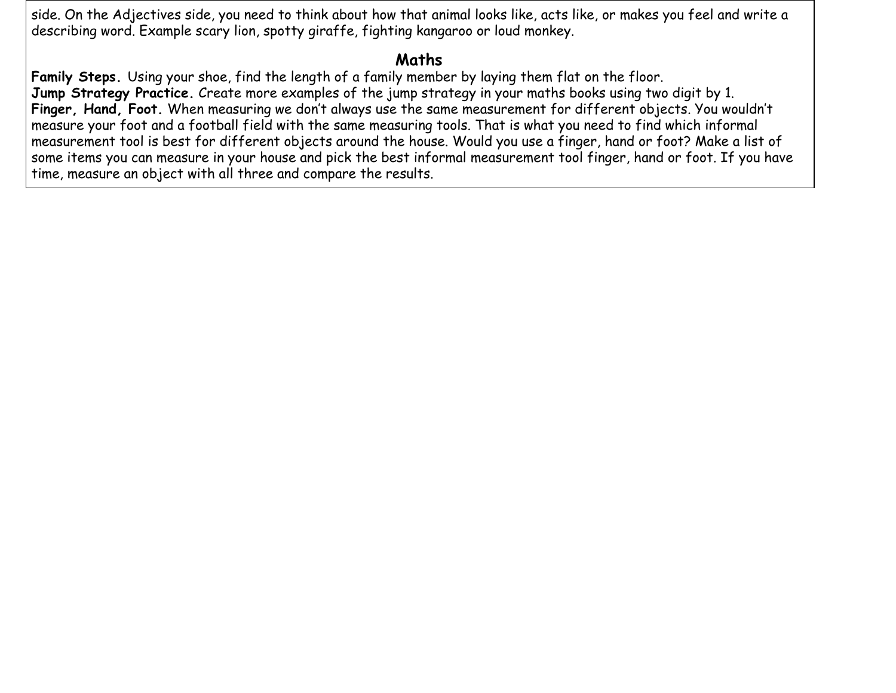side. On the Adjectives side, you need to think about how that animal looks like, acts like, or makes you feel and write a describing word. Example scary lion, spotty giraffe, fighting kangaroo or loud monkey.

## Maths

**Family Steps.** Using your shoe, find the length of a family member by laying them flat on the floor.
**Jump Strategy Practice.** Create more examples of the jump strategy in your maths books using two digit by 1.
**Finger, Hand, Foot.** When measuring we don't always use the same measurement for different objects. You wouldn't measure your foot and a football field with the same measuring tools. That is what you need to find which informal measurement tool is best for different objects around the house. Would you use a finger, hand or foot? Make a list of some items you can measure in your house and pick the best informal measurement tool finger, hand or foot. If you have time, measure an object with all three and compare the results.